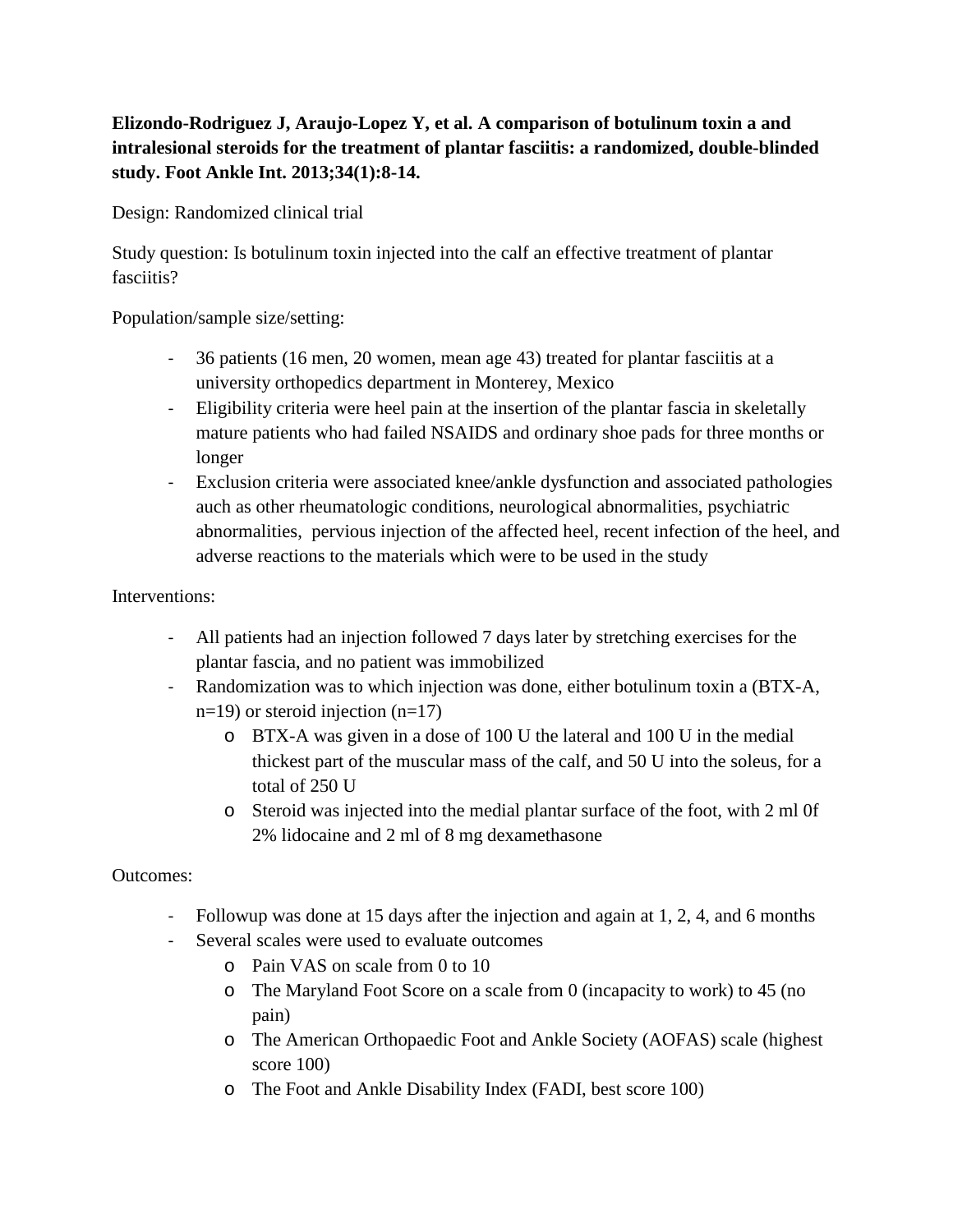**Elizondo-Rodriguez J, Araujo-Lopez Y, et al. A comparison of botulinum toxin a and intralesional steroids for the treatment of plantar fasciitis: a randomized, double-blinded study. Foot Ankle Int. 2013;34(1):8-14.**

Design: Randomized clinical trial

Study question: Is botulinum toxin injected into the calf an effective treatment of plantar fasciitis?

Population/sample size/setting:

- 36 patients (16 men, 20 women, mean age 43) treated for plantar fasciitis at a university orthopedics department in Monterey, Mexico
- Eligibility criteria were heel pain at the insertion of the plantar fascia in skeletally mature patients who had failed NSAIDS and ordinary shoe pads for three months or longer
- Exclusion criteria were associated knee/ankle dysfunction and associated pathologies auch as other rheumatologic conditions, neurological abnormalities, psychiatric abnormalities, pervious injection of the affected heel, recent infection of the heel, and adverse reactions to the materials which were to be used in the study

Interventions:

- All patients had an injection followed 7 days later by stretching exercises for the plantar fascia, and no patient was immobilized
- Randomization was to which injection was done, either botulinum toxin a (BTX-A, n=19) or steroid injection (n=17)
  - BTX-A was given in a dose of 100 U the lateral and 100 U in the medial thickest part of the muscular mass of the calf, and 50 U into the soleus, for a total of 250 U
  - Steroid was injected into the medial plantar surface of the foot, with 2 ml 0f 2% lidocaine and 2 ml of 8 mg dexamethasone

Outcomes:

- Followup was done at 15 days after the injection and again at 1, 2, 4, and 6 months
- Several scales were used to evaluate outcomes
  - Pain VAS on scale from 0 to 10
  - The Maryland Foot Score on a scale from 0 (incapacity to work) to 45 (no pain)
  - The American Orthopaedic Foot and Ankle Society (AOFAS) scale (highest score 100)
  - The Foot and Ankle Disability Index (FADI, best score 100)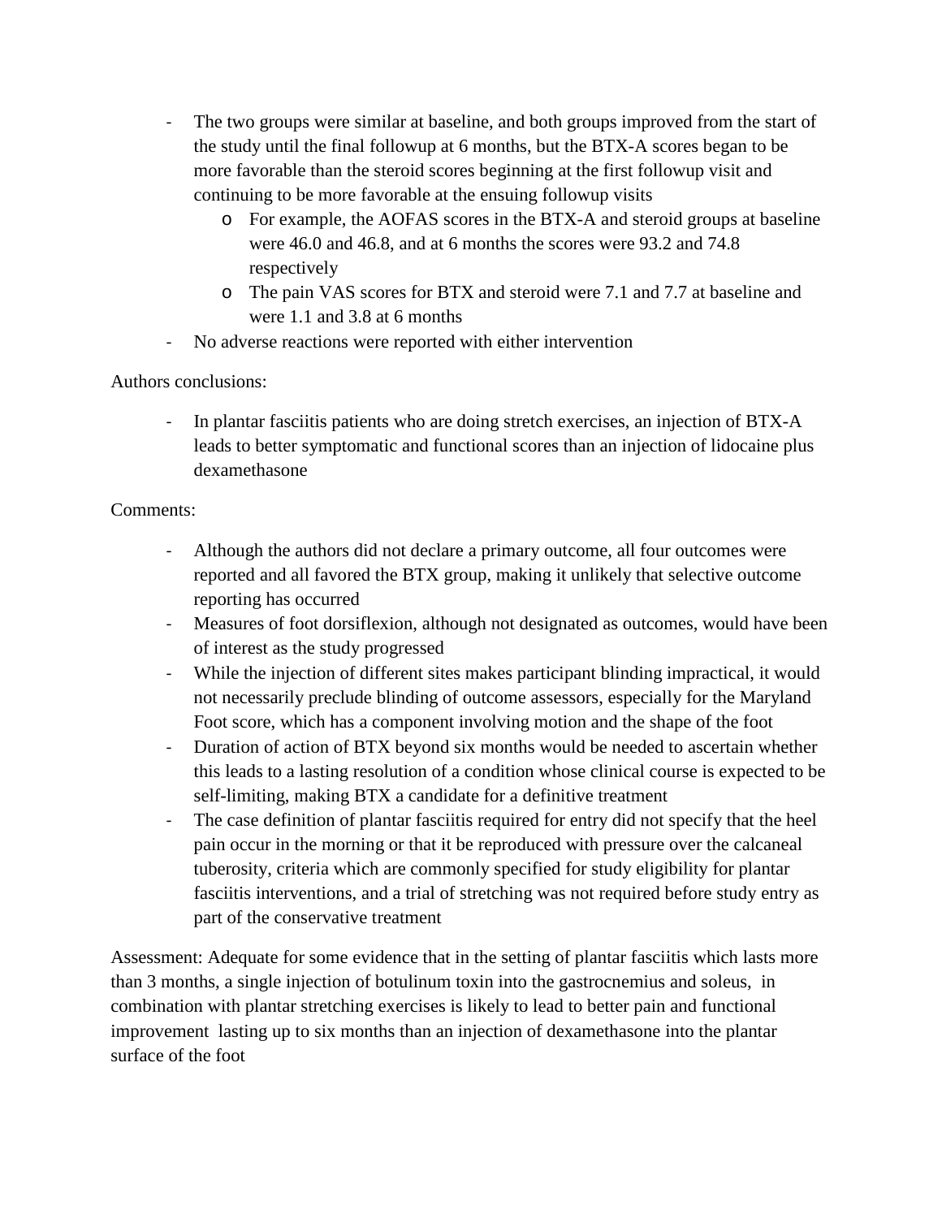- The two groups were similar at baseline, and both groups improved from the start of the study until the final followup at 6 months, but the BTX-A scores began to be more favorable than the steroid scores beginning at the first followup visit and continuing to be more favorable at the ensuing followup visits
  - For example, the AOFAS scores in the BTX-A and steroid groups at baseline were 46.0 and 46.8, and at 6 months the scores were 93.2 and 74.8 respectively
  - The pain VAS scores for BTX and steroid were 7.1 and 7.7 at baseline and were 1.1 and 3.8 at 6 months
- No adverse reactions were reported with either intervention

Authors conclusions:

- In plantar fasciitis patients who are doing stretch exercises, an injection of BTX-A leads to better symptomatic and functional scores than an injection of lidocaine plus dexamethasone

Comments:

- Although the authors did not declare a primary outcome, all four outcomes were reported and all favored the BTX group, making it unlikely that selective outcome reporting has occurred
- Measures of foot dorsiflexion, although not designated as outcomes, would have been of interest as the study progressed
- While the injection of different sites makes participant blinding impractical, it would not necessarily preclude blinding of outcome assessors, especially for the Maryland Foot score, which has a component involving motion and the shape of the foot
- Duration of action of BTX beyond six months would be needed to ascertain whether this leads to a lasting resolution of a condition whose clinical course is expected to be self-limiting, making BTX a candidate for a definitive treatment
- The case definition of plantar fasciitis required for entry did not specify that the heel pain occur in the morning or that it be reproduced with pressure over the calcaneal tuberosity, criteria which are commonly specified for study eligibility for plantar fasciitis interventions, and a trial of stretching was not required before study entry as part of the conservative treatment

Assessment: Adequate for some evidence that in the setting of plantar fasciitis which lasts more than 3 months, a single injection of botulinum toxin into the gastrocnemius and soleus, in combination with plantar stretching exercises is likely to lead to better pain and functional improvement lasting up to six months than an injection of dexamethasone into the plantar surface of the foot